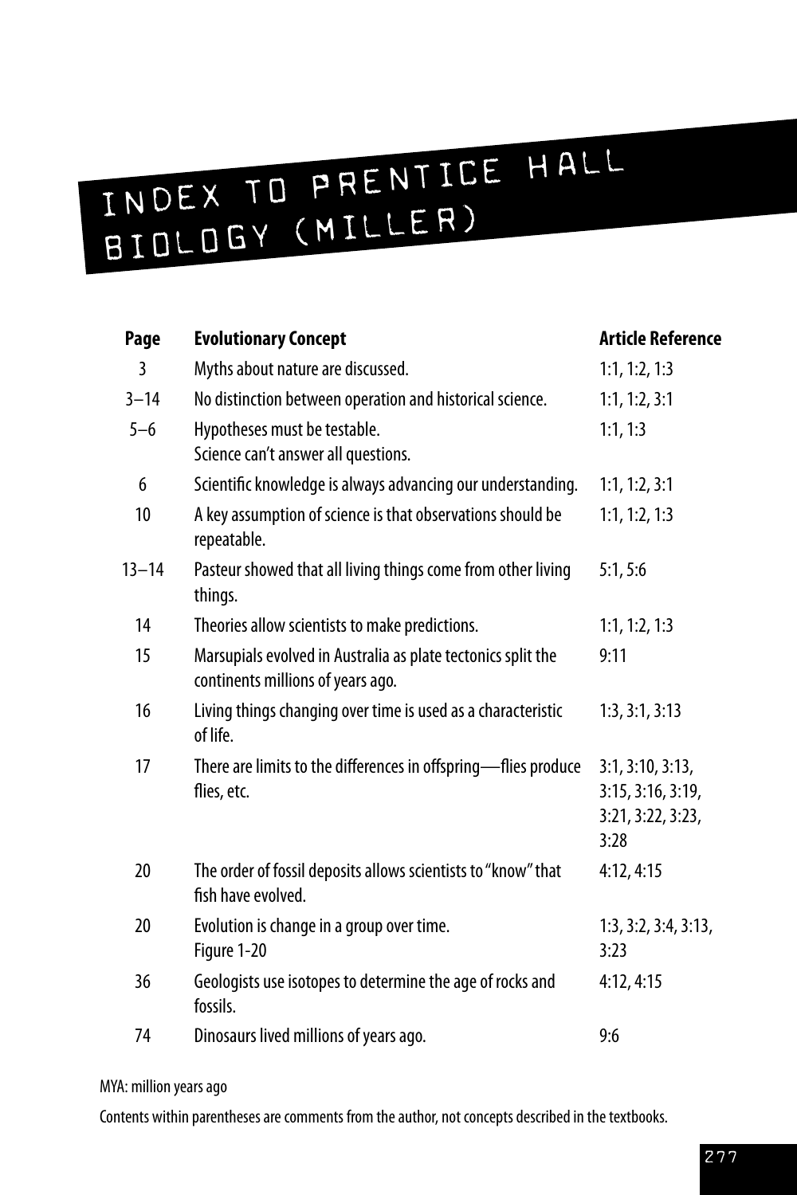# INDEX TO PRENTICE HALL BIOLOGY (MILLER)

| Page | Evolutionary Concept | Article Reference |
| --- | --- | --- |
| 3 | Myths about nature are discussed. | 1:1, 1:2, 1:3 |
| 3–14 | No distinction between operation and historical science. | 1:1, 1:2, 3:1 |
| 5–6 | Hypotheses must be testable. Science can't answer all questions. | 1:1, 1:3 |
| 6 | Scientific knowledge is always advancing our understanding. | 1:1, 1:2, 3:1 |
| 10 | A key assumption of science is that observations should be repeatable. | 1:1, 1:2, 1:3 |
| 13–14 | Pasteur showed that all living things come from other living things. | 5:1, 5:6 |
| 14 | Theories allow scientists to make predictions. | 1:1, 1:2, 1:3 |
| 15 | Marsupials evolved in Australia as plate tectonics split the continents millions of years ago. | 9:11 |
| 16 | Living things changing over time is used as a characteristic of life. | 1:3, 3:1, 3:13 |
| 17 | There are limits to the differences in offspring—flies produce flies, etc. | 3:1, 3:10, 3:13, 3:15, 3:16, 3:19, 3:21, 3:22, 3:23, 3:28 |
| 20 | The order of fossil deposits allows scientists to "know" that fish have evolved. | 4:12, 4:15 |
| 20 | Evolution is change in a group over time. Figure 1-20 | 1:3, 3:2, 3:4, 3:13, 3:23 |
| 36 | Geologists use isotopes to determine the age of rocks and fossils. | 4:12, 4:15 |
| 74 | Dinosaurs lived millions of years ago. | 9:6 |

MYA: million years ago

Contents within parentheses are comments from the author, not concepts described in the textbooks.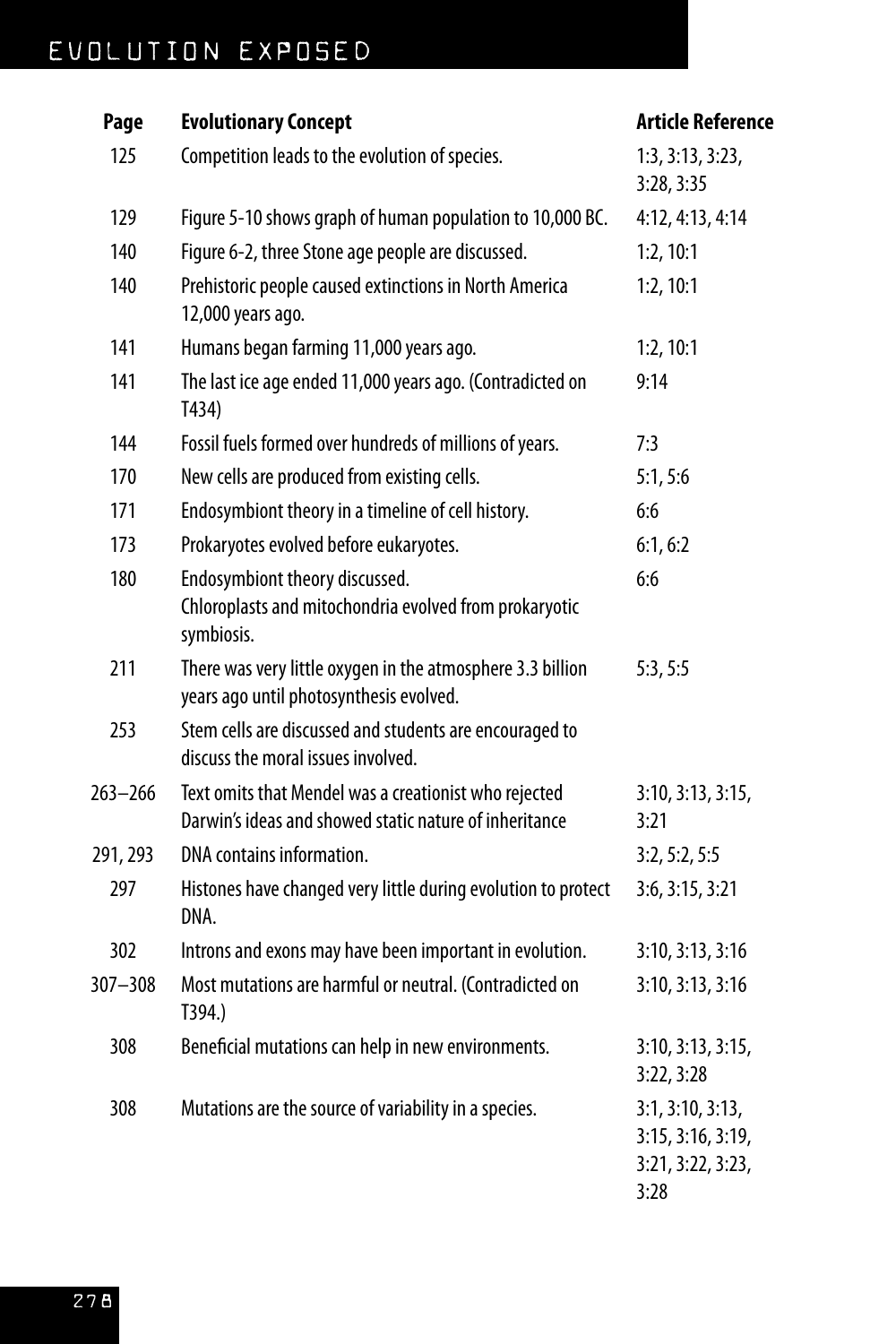| Page | Evolutionary Concept | Article Reference |
|---|---|---|
| 125 | Competition leads to the evolution of species. | 1:3, 3:13, 3:23, 3:28, 3:35 |
| 129 | Figure 5-10 shows graph of human population to 10,000 BC. | 4:12, 4:13, 4:14 |
| 140 | Figure 6-2, three Stone age people are discussed. | 1:2, 10:1 |
| 140 | Prehistoric people caused extinctions in North America 12,000 years ago. | 1:2, 10:1 |
| 141 | Humans began farming 11,000 years ago. | 1:2, 10:1 |
| 141 | The last ice age ended 11,000 years ago. (Contradicted on T434) | 9:14 |
| 144 | Fossil fuels formed over hundreds of millions of years. | 7:3 |
| 170 | New cells are produced from existing cells. | 5:1, 5:6 |
| 171 | Endosymbiont theory in a timeline of cell history. | 6:6 |
| 173 | Prokaryotes evolved before eukaryotes. | 6:1, 6:2 |
| 180 | Endosymbiont theory discussed. Chloroplasts and mitochondria evolved from prokaryotic symbiosis. | 6:6 |
| 211 | There was very little oxygen in the atmosphere 3.3 billion years ago until photosynthesis evolved. | 5:3, 5:5 |
| 253 | Stem cells are discussed and students are encouraged to discuss the moral issues involved. | |
| 263–266 | Text omits that Mendel was a creationist who rejected Darwin's ideas and showed static nature of inheritance | 3:10, 3:13, 3:15, 3:21 |
| 291, 293 | DNA contains information. | 3:2, 5:2, 5:5 |
| 297 | Histones have changed very little during evolution to protect DNA. | 3:6, 3:15, 3:21 |
| 302 | Introns and exons may have been important in evolution. | 3:10, 3:13, 3:16 |
| 307–308 | Most mutations are harmful or neutral. (Contradicted on T394.) | 3:10, 3:13, 3:16 |
| 308 | Beneficial mutations can help in new environments. | 3:10, 3:13, 3:15, 3:22, 3:28 |
| 308 | Mutations are the source of variability in a species. | 3:1, 3:10, 3:13, 3:15, 3:16, 3:19, 3:21, 3:22, 3:23, 3:28 |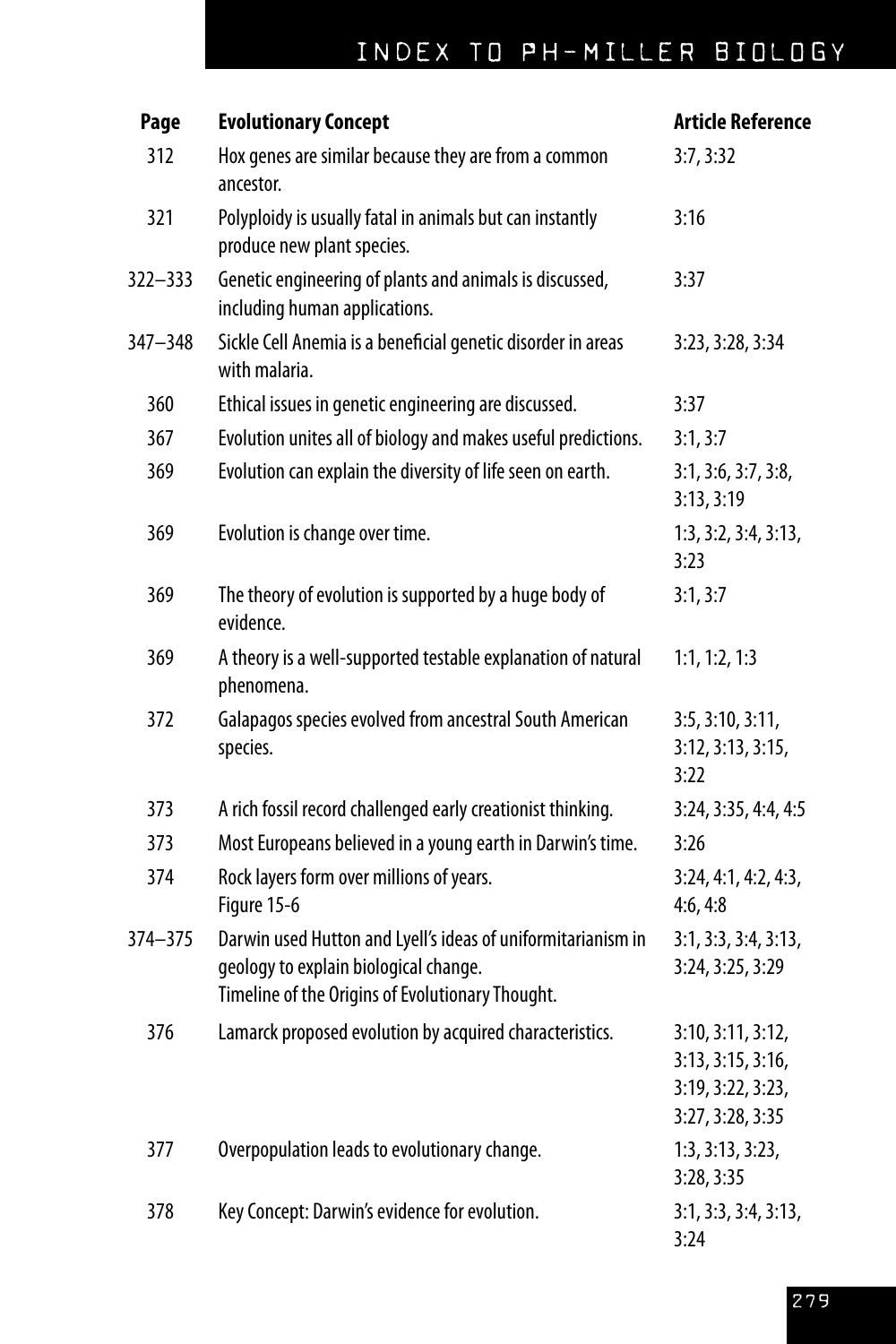| Page | Evolutionary Concept | Article Reference |
|---|---|---|
| 312 | Hox genes are similar because they are from a common ancestor. | 3:7, 3:32 |
| 321 | Polyploidy is usually fatal in animals but can instantly produce new plant species. | 3:16 |
| 322–333 | Genetic engineering of plants and animals is discussed, including human applications. | 3:37 |
| 347–348 | Sickle Cell Anemia is a beneficial genetic disorder in areas with malaria. | 3:23, 3:28, 3:34 |
| 360 | Ethical issues in genetic engineering are discussed. | 3:37 |
| 367 | Evolution unites all of biology and makes useful predictions. | 3:1, 3:7 |
| 369 | Evolution can explain the diversity of life seen on earth. | 3:1, 3:6, 3:7, 3:8, 3:13, 3:19 |
| 369 | Evolution is change over time. | 1:3, 3:2, 3:4, 3:13, 3:23 |
| 369 | The theory of evolution is supported by a huge body of evidence. | 3:1, 3:7 |
| 369 | A theory is a well-supported testable explanation of natural phenomena. | 1:1, 1:2, 1:3 |
| 372 | Galapagos species evolved from ancestral South American species. | 3:5, 3:10, 3:11, 3:12, 3:13, 3:15, 3:22 |
| 373 | A rich fossil record challenged early creationist thinking. | 3:24, 3:35, 4:4, 4:5 |
| 373 | Most Europeans believed in a young earth in Darwin's time. | 3:26 |
| 374 | Rock layers form over millions of years. Figure 15-6 | 3:24, 4:1, 4:2, 4:3, 4:6, 4:8 |
| 374–375 | Darwin used Hutton and Lyell's ideas of uniformitarianism in geology to explain biological change. Timeline of the Origins of Evolutionary Thought. | 3:1, 3:3, 3:4, 3:13, 3:24, 3:25, 3:29 |
| 376 | Lamarck proposed evolution by acquired characteristics. | 3:10, 3:11, 3:12, 3:13, 3:15, 3:16, 3:19, 3:22, 3:23, 3:27, 3:28, 3:35 |
| 377 | Overpopulation leads to evolutionary change. | 1:3, 3:13, 3:23, 3:28, 3:35 |
| 378 | Key Concept: Darwin's evidence for evolution. | 3:1, 3:3, 3:4, 3:13, 3:24 |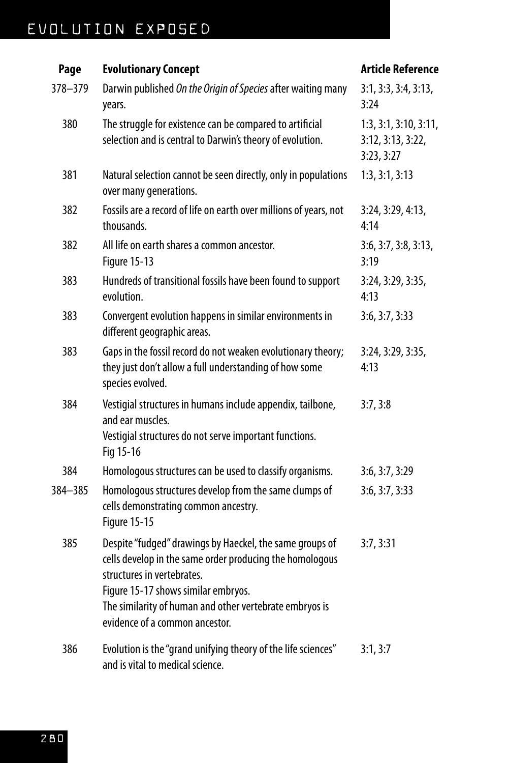| Page | Evolutionary Concept | Article Reference |
|---|---|---|
| 378–379 | Darwin published *On the Origin of Species* after waiting many years. | 3:1, 3:3, 3:4, 3:13, 3:24 |
| 380 | The struggle for existence can be compared to artificial selection and is central to Darwin's theory of evolution. | 1:3, 3:1, 3:10, 3:11, 3:12, 3:13, 3:22, 3:23, 3:27 |
| 381 | Natural selection cannot be seen directly, only in populations over many generations. | 1:3, 3:1, 3:13 |
| 382 | Fossils are a record of life on earth over millions of years, not thousands. | 3:24, 3:29, 4:13, 4:14 |
| 382 | All life on earth shares a common ancestor.<br>Figure 15-13 | 3:6, 3:7, 3:8, 3:13, 3:19 |
| 383 | Hundreds of transitional fossils have been found to support evolution. | 3:24, 3:29, 3:35, 4:13 |
| 383 | Convergent evolution happens in similar environments in different geographic areas. | 3:6, 3:7, 3:33 |
| 383 | Gaps in the fossil record do not weaken evolutionary theory; they just don't allow a full understanding of how some species evolved. | 3:24, 3:29, 3:35, 4:13 |
| 384 | Vestigial structures in humans include appendix, tailbone, and ear muscles.<br>Vestigial structures do not serve important functions.<br>Fig 15-16 | 3:7, 3:8 |
| 384 | Homologous structures can be used to classify organisms. | 3:6, 3:7, 3:29 |
| 384–385 | Homologous structures develop from the same clumps of cells demonstrating common ancestry.<br>Figure 15-15 | 3:6, 3:7, 3:33 |
| 385 | Despite "fudged" drawings by Haeckel, the same groups of cells develop in the same order producing the homologous structures in vertebrates.<br>Figure 15-17 shows similar embryos.<br>The similarity of human and other vertebrate embryos is evidence of a common ancestor. | 3:7, 3:31 |
| 386 | Evolution is the "grand unifying theory of the life sciences" and is vital to medical science. | 3:1, 3:7 |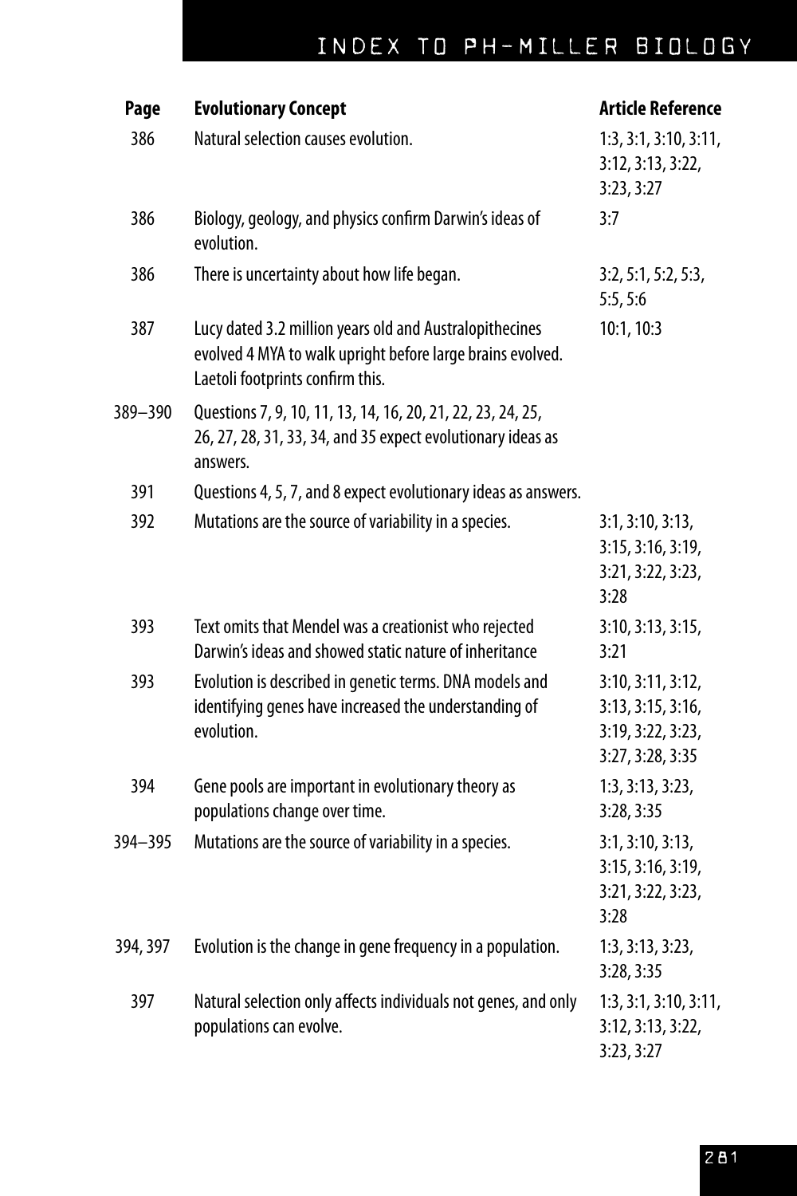# INDEX TO PH-MILLER BIOLOGY

| Page | Evolutionary Concept | Article Reference |
|---|---|---|
| 386 | Natural selection causes evolution. | 1:3, 3:1, 3:10, 3:11, 3:12, 3:13, 3:22, 3:23, 3:27 |
| 386 | Biology, geology, and physics confirm Darwin's ideas of evolution. | 3:7 |
| 386 | There is uncertainty about how life began. | 3:2, 5:1, 5:2, 5:3, 5:5, 5:6 |
| 387 | Lucy dated 3.2 million years old and Australopithecines evolved 4 MYA to walk upright before large brains evolved. Laetoli footprints confirm this. | 10:1, 10:3 |
| 389–390 | Questions 7, 9, 10, 11, 13, 14, 16, 20, 21, 22, 23, 24, 25, 26, 27, 28, 31, 33, 34, and 35 expect evolutionary ideas as answers. | |
| 391 | Questions 4, 5, 7, and 8 expect evolutionary ideas as answers. | |
| 392 | Mutations are the source of variability in a species. | 3:1, 3:10, 3:13, 3:15, 3:16, 3:19, 3:21, 3:22, 3:23, 3:28 |
| 393 | Text omits that Mendel was a creationist who rejected Darwin's ideas and showed static nature of inheritance | 3:10, 3:13, 3:15, 3:21 |
| 393 | Evolution is described in genetic terms. DNA models and identifying genes have increased the understanding of evolution. | 3:10, 3:11, 3:12, 3:13, 3:15, 3:16, 3:19, 3:22, 3:23, 3:27, 3:28, 3:35 |
| 394 | Gene pools are important in evolutionary theory as populations change over time. | 1:3, 3:13, 3:23, 3:28, 3:35 |
| 394–395 | Mutations are the source of variability in a species. | 3:1, 3:10, 3:13, 3:15, 3:16, 3:19, 3:21, 3:22, 3:23, 3:28 |
| 394, 397 | Evolution is the change in gene frequency in a population. | 1:3, 3:13, 3:23, 3:28, 3:35 |
| 397 | Natural selection only affects individuals not genes, and only populations can evolve. | 1:3, 3:1, 3:10, 3:11, 3:12, 3:13, 3:22, 3:23, 3:27 |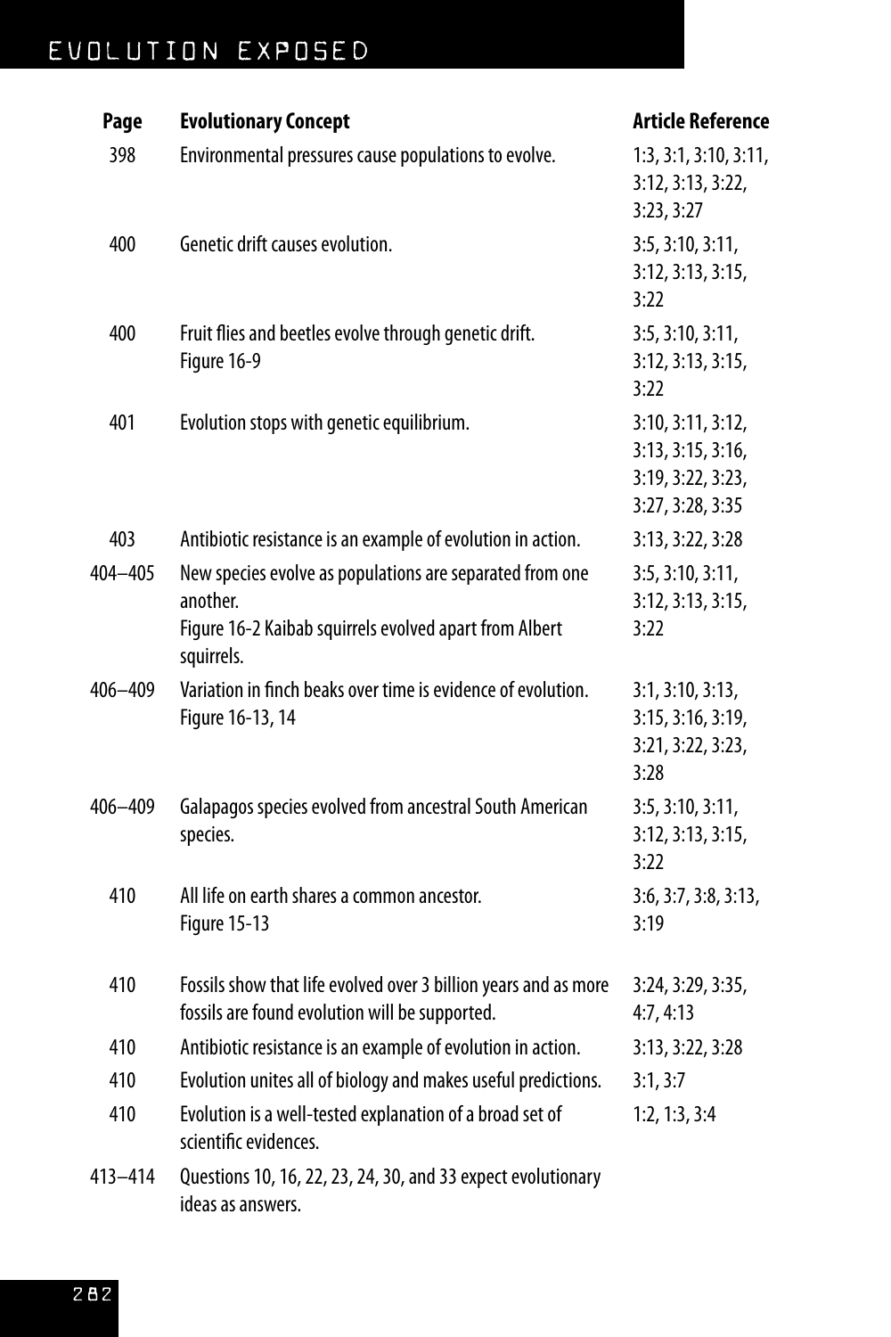| Page | Evolutionary Concept | Article Reference |
| --- | --- | --- |
| 398 | Environmental pressures cause populations to evolve. | 1:3, 3:1, 3:10, 3:11, 3:12, 3:13, 3:22, 3:23, 3:27 |
| 400 | Genetic drift causes evolution. | 3:5, 3:10, 3:11, 3:12, 3:13, 3:15, 3:22 |
| 400 | Fruit flies and beetles evolve through genetic drift. Figure 16-9 | 3:5, 3:10, 3:11, 3:12, 3:13, 3:15, 3:22 |
| 401 | Evolution stops with genetic equilibrium. | 3:10, 3:11, 3:12, 3:13, 3:15, 3:16, 3:19, 3:22, 3:23, 3:27, 3:28, 3:35 |
| 403 | Antibiotic resistance is an example of evolution in action. | 3:13, 3:22, 3:28 |
| 404–405 | New species evolve as populations are separated from one another. Figure 16-2 Kaibab squirrels evolved apart from Albert squirrels. | 3:5, 3:10, 3:11, 3:12, 3:13, 3:15, 3:22 |
| 406–409 | Variation in finch beaks over time is evidence of evolution. Figure 16-13, 14 | 3:1, 3:10, 3:13, 3:15, 3:16, 3:19, 3:21, 3:22, 3:23, 3:28 |
| 406–409 | Galapagos species evolved from ancestral South American species. | 3:5, 3:10, 3:11, 3:12, 3:13, 3:15, 3:22 |
| 410 | All life on earth shares a common ancestor. Figure 15-13 | 3:6, 3:7, 3:8, 3:13, 3:19 |
| 410 | Fossils show that life evolved over 3 billion years and as more fossils are found evolution will be supported. | 3:24, 3:29, 3:35, 4:7, 4:13 |
| 410 | Antibiotic resistance is an example of evolution in action. | 3:13, 3:22, 3:28 |
| 410 | Evolution unites all of biology and makes useful predictions. | 3:1, 3:7 |
| 410 | Evolution is a well-tested explanation of a broad set of scientific evidences. | 1:2, 1:3, 3:4 |
| 413–414 | Questions 10, 16, 22, 23, 24, 30, and 33 expect evolutionary ideas as answers. | |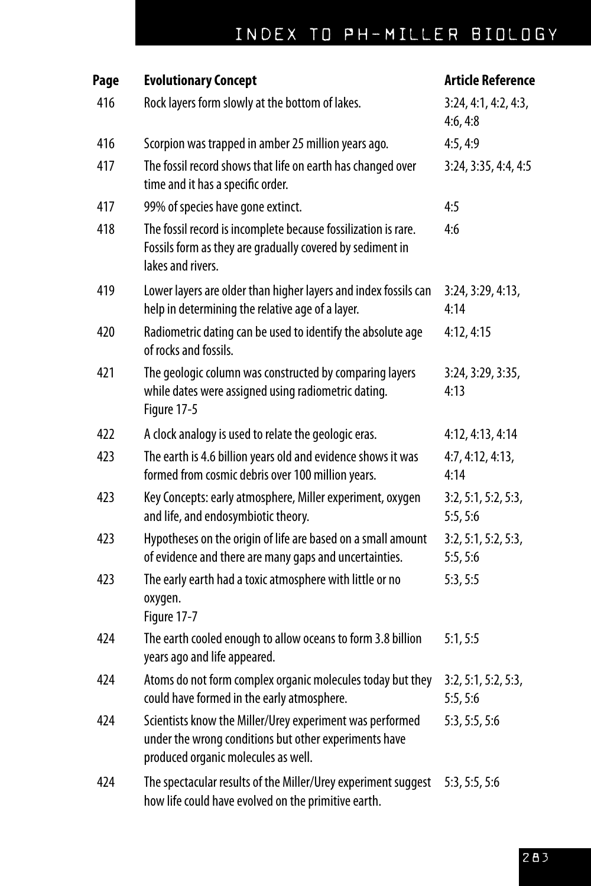| Page | Evolutionary Concept | Article Reference |
|---|---|---|
| 416 | Rock layers form slowly at the bottom of lakes. | 3:24, 4:1, 4:2, 4:3, 4:6, 4:8 |
| 416 | Scorpion was trapped in amber 25 million years ago. | 4:5, 4:9 |
| 417 | The fossil record shows that life on earth has changed over time and it has a specific order. | 3:24, 3:35, 4:4, 4:5 |
| 417 | 99% of species have gone extinct. | 4:5 |
| 418 | The fossil record is incomplete because fossilization is rare. Fossils form as they are gradually covered by sediment in lakes and rivers. | 4:6 |
| 419 | Lower layers are older than higher layers and index fossils can help in determining the relative age of a layer. | 3:24, 3:29, 4:13, 4:14 |
| 420 | Radiometric dating can be used to identify the absolute age of rocks and fossils. | 4:12, 4:15 |
| 421 | The geologic column was constructed by comparing layers while dates were assigned using radiometric dating. Figure 17-5 | 3:24, 3:29, 3:35, 4:13 |
| 422 | A clock analogy is used to relate the geologic eras. | 4:12, 4:13, 4:14 |
| 423 | The earth is 4.6 billion years old and evidence shows it was formed from cosmic debris over 100 million years. | 4:7, 4:12, 4:13, 4:14 |
| 423 | Key Concepts: early atmosphere, Miller experiment, oxygen and life, and endosymbiotic theory. | 3:2, 5:1, 5:2, 5:3, 5:5, 5:6 |
| 423 | Hypotheses on the origin of life are based on a small amount of evidence and there are many gaps and uncertainties. | 3:2, 5:1, 5:2, 5:3, 5:5, 5:6 |
| 423 | The early earth had a toxic atmosphere with little or no oxygen. Figure 17-7 | 5:3, 5:5 |
| 424 | The earth cooled enough to allow oceans to form 3.8 billion years ago and life appeared. | 5:1, 5:5 |
| 424 | Atoms do not form complex organic molecules today but they could have formed in the early atmosphere. | 3:2, 5:1, 5:2, 5:3, 5:5, 5:6 |
| 424 | Scientists know the Miller/Urey experiment was performed under the wrong conditions but other experiments have produced organic molecules as well. | 5:3, 5:5, 5:6 |
| 424 | The spectacular results of the Miller/Urey experiment suggest how life could have evolved on the primitive earth. | 5:3, 5:5, 5:6 |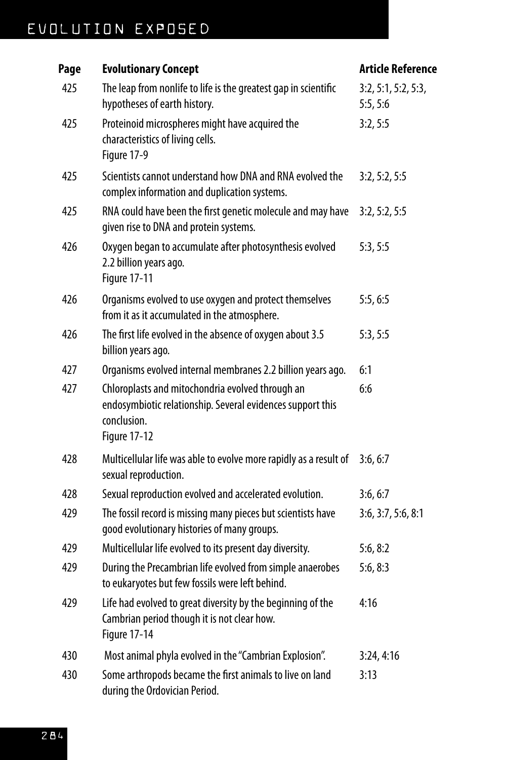| Page | Evolutionary Concept | Article Reference |
|---|---|---|
| 425 | The leap from nonlife to life is the greatest gap in scientific hypotheses of earth history. | 3:2, 5:1, 5:2, 5:3, 5:5, 5:6 |
| 425 | Proteinoid microspheres might have acquired the characteristics of living cells. Figure 17-9 | 3:2, 5:5 |
| 425 | Scientists cannot understand how DNA and RNA evolved the complex information and duplication systems. | 3:2, 5:2, 5:5 |
| 425 | RNA could have been the first genetic molecule and may have given rise to DNA and protein systems. | 3:2, 5:2, 5:5 |
| 426 | Oxygen began to accumulate after photosynthesis evolved 2.2 billion years ago. Figure 17-11 | 5:3, 5:5 |
| 426 | Organisms evolved to use oxygen and protect themselves from it as it accumulated in the atmosphere. | 5:5, 6:5 |
| 426 | The first life evolved in the absence of oxygen about 3.5 billion years ago. | 5:3, 5:5 |
| 427 | Organisms evolved internal membranes 2.2 billion years ago. | 6:1 |
| 427 | Chloroplasts and mitochondria evolved through an endosymbiotic relationship. Several evidences support this conclusion. Figure 17-12 | 6:6 |
| 428 | Multicellular life was able to evolve more rapidly as a result of sexual reproduction. | 3:6, 6:7 |
| 428 | Sexual reproduction evolved and accelerated evolution. | 3:6, 6:7 |
| 429 | The fossil record is missing many pieces but scientists have good evolutionary histories of many groups. | 3:6, 3:7, 5:6, 8:1 |
| 429 | Multicellular life evolved to its present day diversity. | 5:6, 8:2 |
| 429 | During the Precambrian life evolved from simple anaerobes to eukaryotes but few fossils were left behind. | 5:6, 8:3 |
| 429 | Life had evolved to great diversity by the beginning of the Cambrian period though it is not clear how. Figure 17-14 | 4:16 |
| 430 | Most animal phyla evolved in the "Cambrian Explosion". | 3:24, 4:16 |
| 430 | Some arthropods became the first animals to live on land during the Ordovician Period. | 3:13 |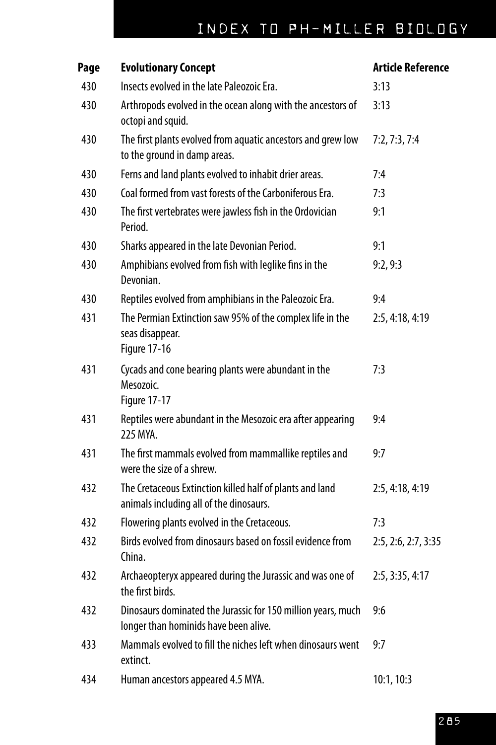# INDEX TO PH-MILLER BIOLOGY

| Page | Evolutionary Concept | Article Reference |
|---|---|---|
| 430 | Insects evolved in the late Paleozoic Era. | 3:13 |
| 430 | Arthropods evolved in the ocean along with the ancestors of octopi and squid. | 3:13 |
| 430 | The first plants evolved from aquatic ancestors and grew low to the ground in damp areas. | 7:2, 7:3, 7:4 |
| 430 | Ferns and land plants evolved to inhabit drier areas. | 7:4 |
| 430 | Coal formed from vast forests of the Carboniferous Era. | 7:3 |
| 430 | The first vertebrates were jawless fish in the Ordovician Period. | 9:1 |
| 430 | Sharks appeared in the late Devonian Period. | 9:1 |
| 430 | Amphibians evolved from fish with leglike fins in the Devonian. | 9:2, 9:3 |
| 430 | Reptiles evolved from amphibians in the Paleozoic Era. | 9:4 |
| 431 | The Permian Extinction saw 95% of the complex life in the seas disappear. Figure 17-16 | 2:5, 4:18, 4:19 |
| 431 | Cycads and cone bearing plants were abundant in the Mesozoic. Figure 17-17 | 7:3 |
| 431 | Reptiles were abundant in the Mesozoic era after appearing 225 MYA. | 9:4 |
| 431 | The first mammals evolved from mammallike reptiles and were the size of a shrew. | 9:7 |
| 432 | The Cretaceous Extinction killed half of plants and land animals including all of the dinosaurs. | 2:5, 4:18, 4:19 |
| 432 | Flowering plants evolved in the Cretaceous. | 7:3 |
| 432 | Birds evolved from dinosaurs based on fossil evidence from China. | 2:5, 2:6, 2:7, 3:35 |
| 432 | Archaeopteryx appeared during the Jurassic and was one of the first birds. | 2:5, 3:35, 4:17 |
| 432 | Dinosaurs dominated the Jurassic for 150 million years, much longer than hominids have been alive. | 9:6 |
| 433 | Mammals evolved to fill the niches left when dinosaurs went extinct. | 9:7 |
| 434 | Human ancestors appeared 4.5 MYA. | 10:1, 10:3 |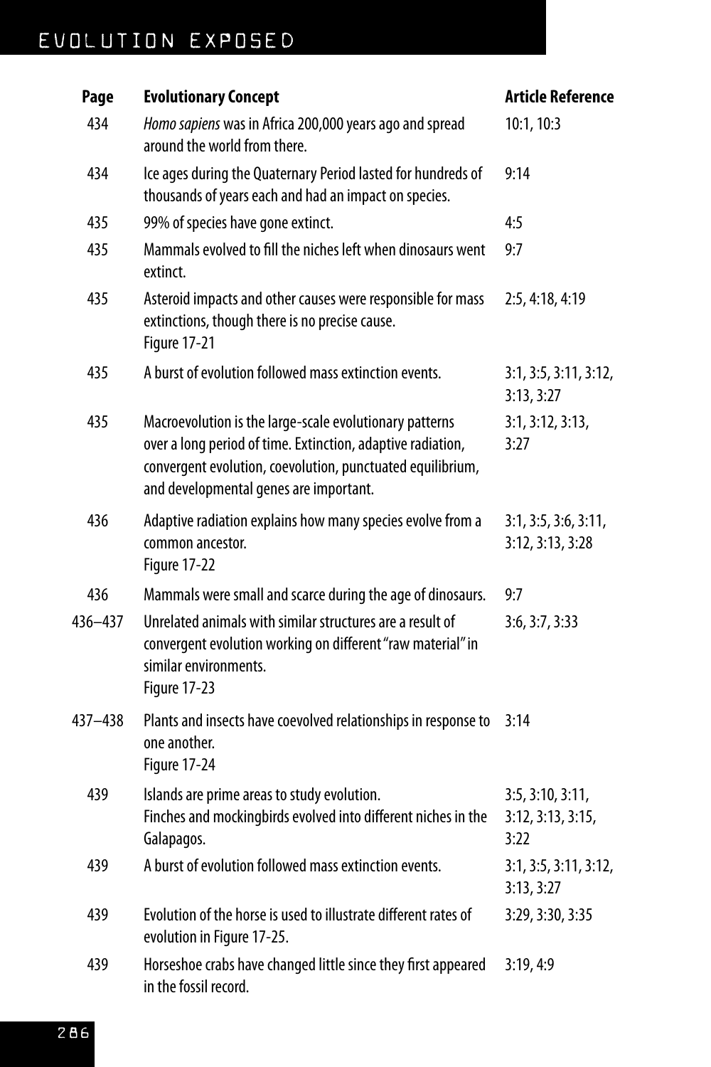| Page | Evolutionary Concept | Article Reference |
|---|---|---|
| 434 | *Homo sapiens* was in Africa 200,000 years ago and spread around the world from there. | 10:1, 10:3 |
| 434 | Ice ages during the Quaternary Period lasted for hundreds of thousands of years each and had an impact on species. | 9:14 |
| 435 | 99% of species have gone extinct. | 4:5 |
| 435 | Mammals evolved to fill the niches left when dinosaurs went extinct. | 9:7 |
| 435 | Asteroid impacts and other causes were responsible for mass extinctions, though there is no precise cause. Figure 17-21 | 2:5, 4:18, 4:19 |
| 435 | A burst of evolution followed mass extinction events. | 3:1, 3:5, 3:11, 3:12, 3:13, 3:27 |
| 435 | Macroevolution is the large-scale evolutionary patterns over a long period of time. Extinction, adaptive radiation, convergent evolution, coevolution, punctuated equilibrium, and developmental genes are important. | 3:1, 3:12, 3:13, 3:27 |
| 436 | Adaptive radiation explains how many species evolve from a common ancestor. Figure 17-22 | 3:1, 3:5, 3:6, 3:11, 3:12, 3:13, 3:28 |
| 436 | Mammals were small and scarce during the age of dinosaurs. | 9:7 |
| 436–437 | Unrelated animals with similar structures are a result of convergent evolution working on different "raw material" in similar environments. Figure 17-23 | 3:6, 3:7, 3:33 |
| 437–438 | Plants and insects have coevolved relationships in response to one another. Figure 17-24 | 3:14 |
| 439 | Islands are prime areas to study evolution. Finches and mockingbirds evolved into different niches in the Galapagos. | 3:5, 3:10, 3:11, 3:12, 3:13, 3:15, 3:22 |
| 439 | A burst of evolution followed mass extinction events. | 3:1, 3:5, 3:11, 3:12, 3:13, 3:27 |
| 439 | Evolution of the horse is used to illustrate different rates of evolution in Figure 17-25. | 3:29, 3:30, 3:35 |
| 439 | Horseshoe crabs have changed little since they first appeared in the fossil record. | 3:19, 4:9 |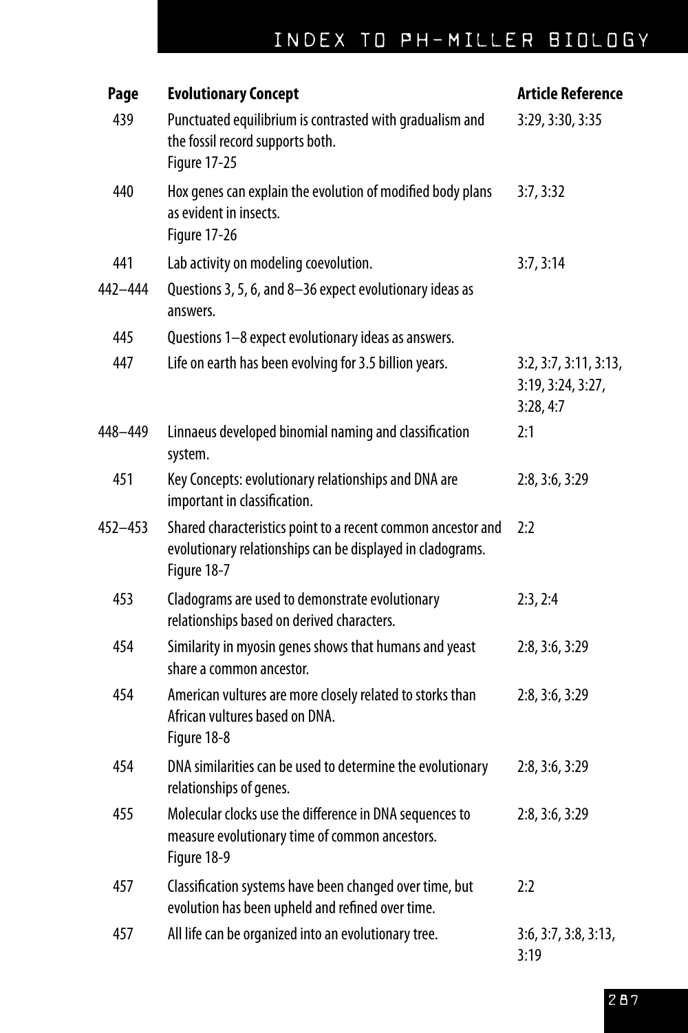# INDEX TO PH-MILLER BIOLOGY

| Page | Evolutionary Concept | Article Reference |
|---|---|---|
| 439 | Punctuated equilibrium is contrasted with gradualism and the fossil record supports both. Figure 17-25 | 3:29, 3:30, 3:35 |
| 440 | Hox genes can explain the evolution of modified body plans as evident in insects. Figure 17-26 | 3:7, 3:32 |
| 441 | Lab activity on modeling coevolution. | 3:7, 3:14 |
| 442–444 | Questions 3, 5, 6, and 8–36 expect evolutionary ideas as answers. | |
| 445 | Questions 1–8 expect evolutionary ideas as answers. | |
| 447 | Life on earth has been evolving for 3.5 billion years. | 3:2, 3:7, 3:11, 3:13, 3:19, 3:24, 3:27, 3:28, 4:7 |
| 448–449 | Linnaeus developed binomial naming and classification system. | 2:1 |
| 451 | Key Concepts: evolutionary relationships and DNA are important in classification. | 2:8, 3:6, 3:29 |
| 452–453 | Shared characteristics point to a recent common ancestor and evolutionary relationships can be displayed in cladograms. Figure 18-7 | 2:2 |
| 453 | Cladograms are used to demonstrate evolutionary relationships based on derived characters. | 2:3, 2:4 |
| 454 | Similarity in myosin genes shows that humans and yeast share a common ancestor. | 2:8, 3:6, 3:29 |
| 454 | American vultures are more closely related to storks than African vultures based on DNA. Figure 18-8 | 2:8, 3:6, 3:29 |
| 454 | DNA similarities can be used to determine the evolutionary relationships of genes. | 2:8, 3:6, 3:29 |
| 455 | Molecular clocks use the difference in DNA sequences to measure evolutionary time of common ancestors. Figure 18-9 | 2:8, 3:6, 3:29 |
| 457 | Classification systems have been changed over time, but evolution has been upheld and refined over time. | 2:2 |
| 457 | All life can be organized into an evolutionary tree. | 3:6, 3:7, 3:8, 3:13, 3:19 |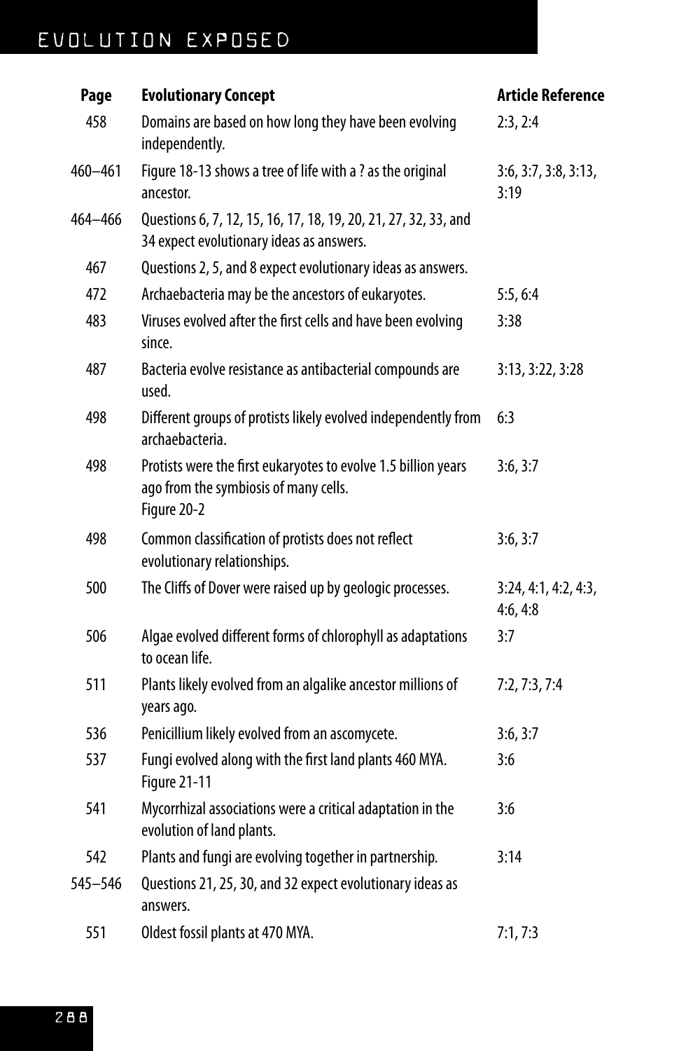| Page | Evolutionary Concept | Article Reference |
|---|---|---|
| 458 | Domains are based on how long they have been evolving independently. | 2:3, 2:4 |
| 460–461 | Figure 18-13 shows a tree of life with a ? as the original ancestor. | 3:6, 3:7, 3:8, 3:13, 3:19 |
| 464–466 | Questions 6, 7, 12, 15, 16, 17, 18, 19, 20, 21, 27, 32, 33, and 34 expect evolutionary ideas as answers. | |
| 467 | Questions 2, 5, and 8 expect evolutionary ideas as answers. | |
| 472 | Archaebacteria may be the ancestors of eukaryotes. | 5:5, 6:4 |
| 483 | Viruses evolved after the first cells and have been evolving since. | 3:38 |
| 487 | Bacteria evolve resistance as antibacterial compounds are used. | 3:13, 3:22, 3:28 |
| 498 | Different groups of protists likely evolved independently from archaebacteria. | 6:3 |
| 498 | Protists were the first eukaryotes to evolve 1.5 billion years ago from the symbiosis of many cells. Figure 20-2 | 3:6, 3:7 |
| 498 | Common classification of protists does not reflect evolutionary relationships. | 3:6, 3:7 |
| 500 | The Cliffs of Dover were raised up by geologic processes. | 3:24, 4:1, 4:2, 4:3, 4:6, 4:8 |
| 506 | Algae evolved different forms of chlorophyll as adaptations to ocean life. | 3:7 |
| 511 | Plants likely evolved from an algalike ancestor millions of years ago. | 7:2, 7:3, 7:4 |
| 536 | Penicillium likely evolved from an ascomycete. | 3:6, 3:7 |
| 537 | Fungi evolved along with the first land plants 460 MYA. Figure 21-11 | 3:6 |
| 541 | Mycorrhizal associations were a critical adaptation in the evolution of land plants. | 3:6 |
| 542 | Plants and fungi are evolving together in partnership. | 3:14 |
| 545–546 | Questions 21, 25, 30, and 32 expect evolutionary ideas as answers. | |
| 551 | Oldest fossil plants at 470 MYA. | 7:1, 7:3 |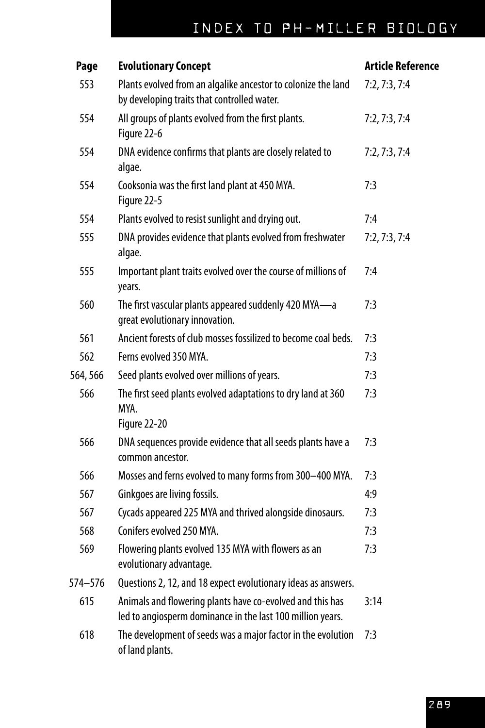# INDEX TO PH-MILLER BIOLOGY

| Page | Evolutionary Concept | Article Reference |
|---|---|---|
| 553 | Plants evolved from an algalike ancestor to colonize the land by developing traits that controlled water. | 7:2, 7:3, 7:4 |
| 554 | All groups of plants evolved from the first plants. Figure 22-6 | 7:2, 7:3, 7:4 |
| 554 | DNA evidence confirms that plants are closely related to algae. | 7:2, 7:3, 7:4 |
| 554 | Cooksonia was the first land plant at 450 MYA. Figure 22-5 | 7:3 |
| 554 | Plants evolved to resist sunlight and drying out. | 7:4 |
| 555 | DNA provides evidence that plants evolved from freshwater algae. | 7:2, 7:3, 7:4 |
| 555 | Important plant traits evolved over the course of millions of years. | 7:4 |
| 560 | The first vascular plants appeared suddenly 420 MYA—a great evolutionary innovation. | 7:3 |
| 561 | Ancient forests of club mosses fossilized to become coal beds. | 7:3 |
| 562 | Ferns evolved 350 MYA. | 7:3 |
| 564, 566 | Seed plants evolved over millions of years. | 7:3 |
| 566 | The first seed plants evolved adaptations to dry land at 360 MYA. Figure 22-20 | 7:3 |
| 566 | DNA sequences provide evidence that all seeds plants have a common ancestor. | 7:3 |
| 566 | Mosses and ferns evolved to many forms from 300–400 MYA. | 7:3 |
| 567 | Ginkgoes are living fossils. | 4:9 |
| 567 | Cycads appeared 225 MYA and thrived alongside dinosaurs. | 7:3 |
| 568 | Conifers evolved 250 MYA. | 7:3 |
| 569 | Flowering plants evolved 135 MYA with flowers as an evolutionary advantage. | 7:3 |
| 574–576 | Questions 2, 12, and 18 expect evolutionary ideas as answers. | |
| 615 | Animals and flowering plants have co-evolved and this has led to angiosperm dominance in the last 100 million years. | 3:14 |
| 618 | The development of seeds was a major factor in the evolution of land plants. | 7:3 |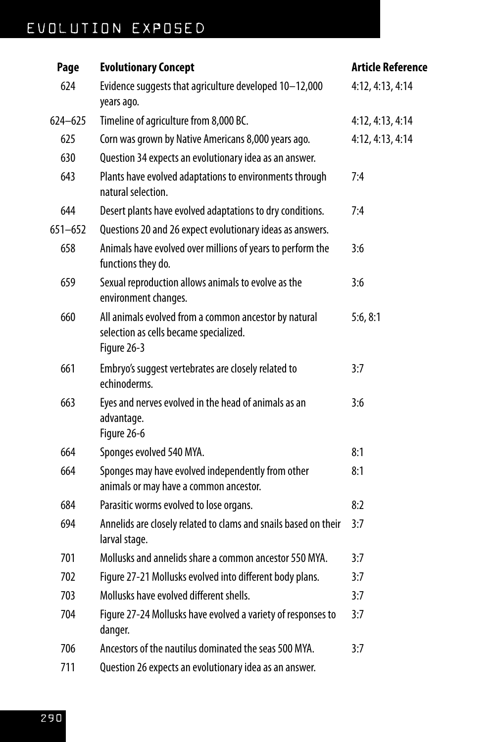| Page | Evolutionary Concept | Article Reference |
|---|---|---|
| 624 | Evidence suggests that agriculture developed 10–12,000 years ago. | 4:12, 4:13, 4:14 |
| 624–625 | Timeline of agriculture from 8,000 BC. | 4:12, 4:13, 4:14 |
| 625 | Corn was grown by Native Americans 8,000 years ago. | 4:12, 4:13, 4:14 |
| 630 | Question 34 expects an evolutionary idea as an answer. | |
| 643 | Plants have evolved adaptations to environments through natural selection. | 7:4 |
| 644 | Desert plants have evolved adaptations to dry conditions. | 7:4 |
| 651–652 | Questions 20 and 26 expect evolutionary ideas as answers. | |
| 658 | Animals have evolved over millions of years to perform the functions they do. | 3:6 |
| 659 | Sexual reproduction allows animals to evolve as the environment changes. | 3:6 |
| 660 | All animals evolved from a common ancestor by natural selection as cells became specialized. Figure 26-3 | 5:6, 8:1 |
| 661 | Embryo's suggest vertebrates are closely related to echinoderms. | 3:7 |
| 663 | Eyes and nerves evolved in the head of animals as an advantage. Figure 26-6 | 3:6 |
| 664 | Sponges evolved 540 MYA. | 8:1 |
| 664 | Sponges may have evolved independently from other animals or may have a common ancestor. | 8:1 |
| 684 | Parasitic worms evolved to lose organs. | 8:2 |
| 694 | Annelids are closely related to clams and snails based on their larval stage. | 3:7 |
| 701 | Mollusks and annelids share a common ancestor 550 MYA. | 3:7 |
| 702 | Figure 27-21 Mollusks evolved into different body plans. | 3:7 |
| 703 | Mollusks have evolved different shells. | 3:7 |
| 704 | Figure 27-24 Mollusks have evolved a variety of responses to danger. | 3:7 |
| 706 | Ancestors of the nautilus dominated the seas 500 MYA. | 3:7 |
| 711 | Question 26 expects an evolutionary idea as an answer. | |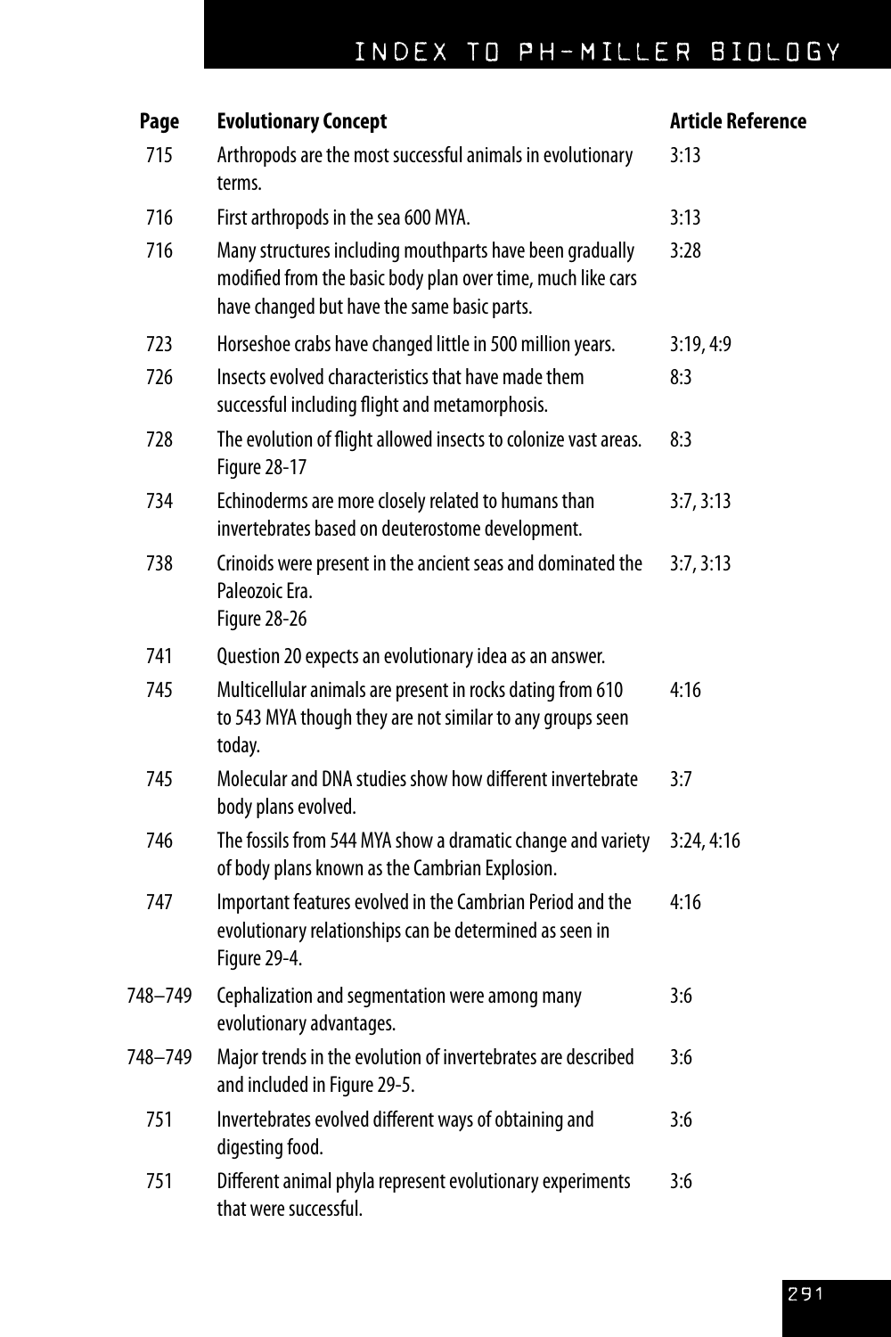| Page | Evolutionary Concept | Article Reference |
|---|---|---|
| 715 | Arthropods are the most successful animals in evolutionary terms. | 3:13 |
| 716 | First arthropods in the sea 600 MYA. | 3:13 |
| 716 | Many structures including mouthparts have been gradually modified from the basic body plan over time, much like cars have changed but have the same basic parts. | 3:28 |
| 723 | Horseshoe crabs have changed little in 500 million years. | 3:19, 4:9 |
| 726 | Insects evolved characteristics that have made them successful including flight and metamorphosis. | 8:3 |
| 728 | The evolution of flight allowed insects to colonize vast areas. Figure 28-17 | 8:3 |
| 734 | Echinoderms are more closely related to humans than invertebrates based on deuterostome development. | 3:7, 3:13 |
| 738 | Crinoids were present in the ancient seas and dominated the Paleozoic Era. Figure 28-26 | 3:7, 3:13 |
| 741 | Question 20 expects an evolutionary idea as an answer. | |
| 745 | Multicellular animals are present in rocks dating from 610 to 543 MYA though they are not similar to any groups seen today. | 4:16 |
| 745 | Molecular and DNA studies show how different invertebrate body plans evolved. | 3:7 |
| 746 | The fossils from 544 MYA show a dramatic change and variety of body plans known as the Cambrian Explosion. | 3:24, 4:16 |
| 747 | Important features evolved in the Cambrian Period and the evolutionary relationships can be determined as seen in Figure 29-4. | 4:16 |
| 748–749 | Cephalization and segmentation were among many evolutionary advantages. | 3:6 |
| 748–749 | Major trends in the evolution of invertebrates are described and included in Figure 29-5. | 3:6 |
| 751 | Invertebrates evolved different ways of obtaining and digesting food. | 3:6 |
| 751 | Different animal phyla represent evolutionary experiments that were successful. | 3:6 |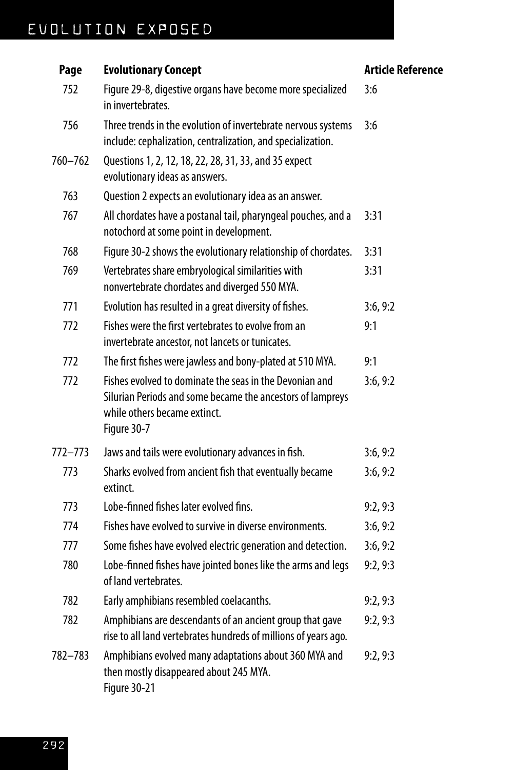| Page | Evolutionary Concept | Article Reference |
|---|---|---|
| 752 | Figure 29-8, digestive organs have become more specialized in invertebrates. | 3:6 |
| 756 | Three trends in the evolution of invertebrate nervous systems include: cephalization, centralization, and specialization. | 3:6 |
| 760–762 | Questions 1, 2, 12, 18, 22, 28, 31, 33, and 35 expect evolutionary ideas as answers. | |
| 763 | Question 2 expects an evolutionary idea as an answer. | |
| 767 | All chordates have a postanal tail, pharyngeal pouches, and a notochord at some point in development. | 3:31 |
| 768 | Figure 30-2 shows the evolutionary relationship of chordates. | 3:31 |
| 769 | Vertebrates share embryological similarities with nonvertebrate chordates and diverged 550 MYA. | 3:31 |
| 771 | Evolution has resulted in a great diversity of fishes. | 3:6, 9:2 |
| 772 | Fishes were the first vertebrates to evolve from an invertebrate ancestor, not lancets or tunicates. | 9:1 |
| 772 | The first fishes were jawless and bony-plated at 510 MYA. | 9:1 |
| 772 | Fishes evolved to dominate the seas in the Devonian and Silurian Periods and some became the ancestors of lampreys while others became extinct. Figure 30-7 | 3:6, 9:2 |
| 772–773 | Jaws and tails were evolutionary advances in fish. | 3:6, 9:2 |
| 773 | Sharks evolved from ancient fish that eventually became extinct. | 3:6, 9:2 |
| 773 | Lobe-finned fishes later evolved fins. | 9:2, 9:3 |
| 774 | Fishes have evolved to survive in diverse environments. | 3:6, 9:2 |
| 777 | Some fishes have evolved electric generation and detection. | 3:6, 9:2 |
| 780 | Lobe-finned fishes have jointed bones like the arms and legs of land vertebrates. | 9:2, 9:3 |
| 782 | Early amphibians resembled coelacanths. | 9:2, 9:3 |
| 782 | Amphibians are descendants of an ancient group that gave rise to all land vertebrates hundreds of millions of years ago. | 9:2, 9:3 |
| 782–783 | Amphibians evolved many adaptations about 360 MYA and then mostly disappeared about 245 MYA. Figure 30-21 | 9:2, 9:3 |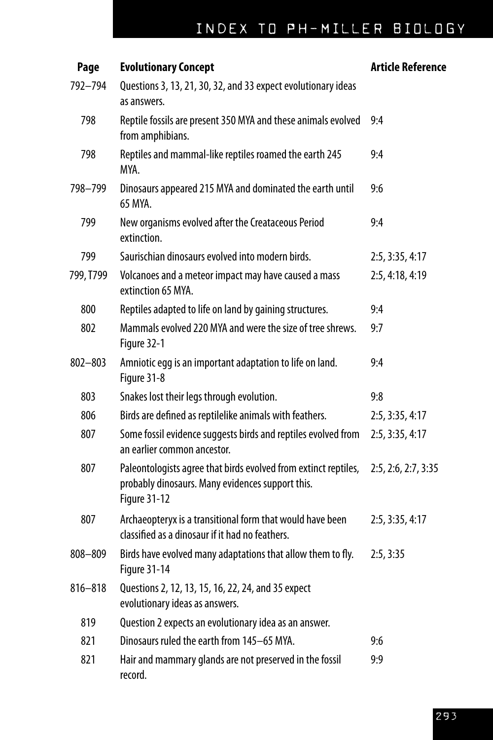| Page | Evolutionary Concept | Article Reference |
|---|---|---|
| 792–794 | Questions 3, 13, 21, 30, 32, and 33 expect evolutionary ideas as answers. | |
| 798 | Reptile fossils are present 350 MYA and these animals evolved from amphibians. | 9:4 |
| 798 | Reptiles and mammal-like reptiles roamed the earth 245 MYA. | 9:4 |
| 798–799 | Dinosaurs appeared 215 MYA and dominated the earth until 65 MYA. | 9:6 |
| 799 | New organisms evolved after the Createaceous Period extinction. | 9:4 |
| 799 | Saurischian dinosaurs evolved into modern birds. | 2:5, 3:35, 4:17 |
| 799, T799 | Volcanoes and a meteor impact may have caused a mass extinction 65 MYA. | 2:5, 4:18, 4:19 |
| 800 | Reptiles adapted to life on land by gaining structures. | 9:4 |
| 802 | Mammals evolved 220 MYA and were the size of tree shrews. Figure 32-1 | 9:7 |
| 802–803 | Amniotic egg is an important adaptation to life on land. Figure 31-8 | 9:4 |
| 803 | Snakes lost their legs through evolution. | 9:8 |
| 806 | Birds are defined as reptilelike animals with feathers. | 2:5, 3:35, 4:17 |
| 807 | Some fossil evidence suggests birds and reptiles evolved from an earlier common ancestor. | 2:5, 3:35, 4:17 |
| 807 | Paleontologists agree that birds evolved from extinct reptiles, probably dinosaurs. Many evidences support this. Figure 31-12 | 2:5, 2:6, 2:7, 3:35 |
| 807 | Archaeopteryx is a transitional form that would have been classified as a dinosaur if it had no feathers. | 2:5, 3:35, 4:17 |
| 808–809 | Birds have evolved many adaptations that allow them to fly. Figure 31-14 | 2:5, 3:35 |
| 816–818 | Questions 2, 12, 13, 15, 16, 22, 24, and 35 expect evolutionary ideas as answers. | |
| 819 | Question 2 expects an evolutionary idea as an answer. | |
| 821 | Dinosaurs ruled the earth from 145–65 MYA. | 9:6 |
| 821 | Hair and mammary glands are not preserved in the fossil record. | 9:9 |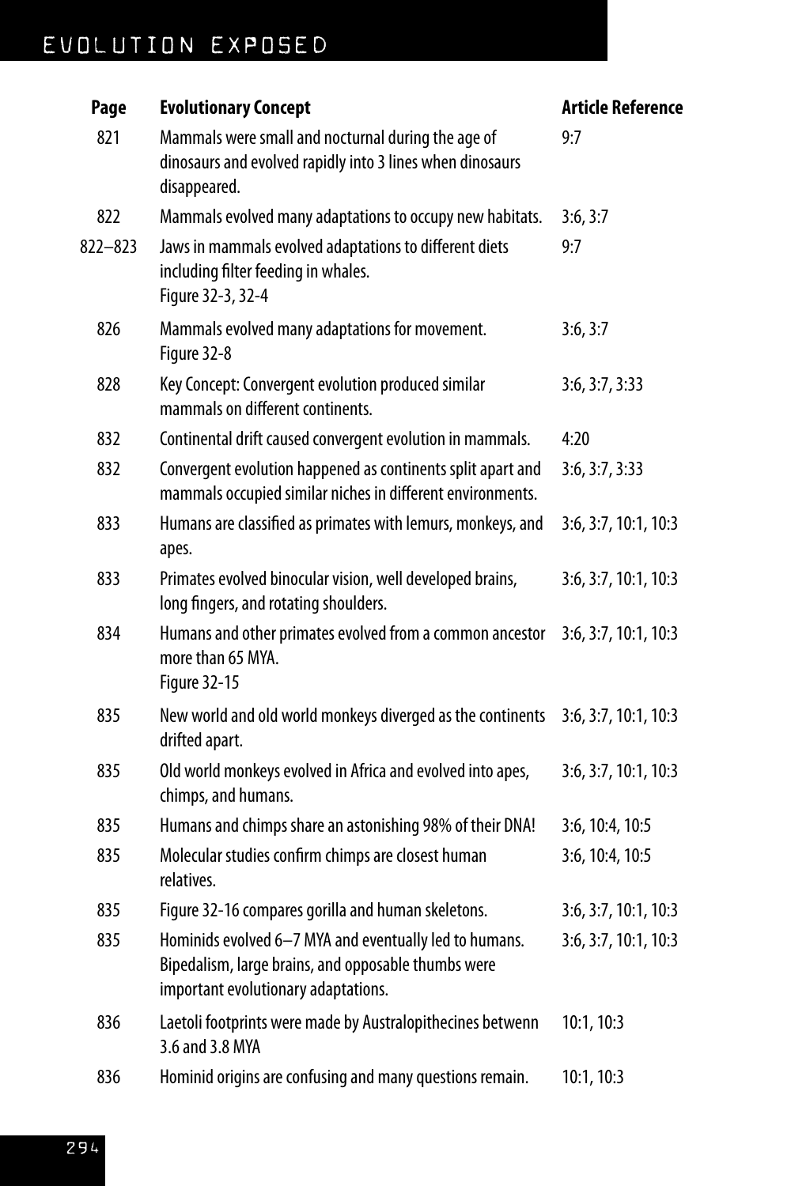| Page | Evolutionary Concept | Article Reference |
|---|---|---|
| 821 | Mammals were small and nocturnal during the age of dinosaurs and evolved rapidly into 3 lines when dinosaurs disappeared. | 9:7 |
| 822 | Mammals evolved many adaptations to occupy new habitats. | 3:6, 3:7 |
| 822–823 | Jaws in mammals evolved adaptations to different diets including filter feeding in whales. Figure 32-3, 32-4 | 9:7 |
| 826 | Mammals evolved many adaptations for movement. Figure 32-8 | 3:6, 3:7 |
| 828 | Key Concept: Convergent evolution produced similar mammals on different continents. | 3:6, 3:7, 3:33 |
| 832 | Continental drift caused convergent evolution in mammals. | 4:20 |
| 832 | Convergent evolution happened as continents split apart and mammals occupied similar niches in different environments. | 3:6, 3:7, 3:33 |
| 833 | Humans are classified as primates with lemurs, monkeys, and apes. | 3:6, 3:7, 10:1, 10:3 |
| 833 | Primates evolved binocular vision, well developed brains, long fingers, and rotating shoulders. | 3:6, 3:7, 10:1, 10:3 |
| 834 | Humans and other primates evolved from a common ancestor more than 65 MYA. Figure 32-15 | 3:6, 3:7, 10:1, 10:3 |
| 835 | New world and old world monkeys diverged as the continents drifted apart. | 3:6, 3:7, 10:1, 10:3 |
| 835 | Old world monkeys evolved in Africa and evolved into apes, chimps, and humans. | 3:6, 3:7, 10:1, 10:3 |
| 835 | Humans and chimps share an astonishing 98% of their DNA! | 3:6, 10:4, 10:5 |
| 835 | Molecular studies confirm chimps are closest human relatives. | 3:6, 10:4, 10:5 |
| 835 | Figure 32-16 compares gorilla and human skeletons. | 3:6, 3:7, 10:1, 10:3 |
| 835 | Hominids evolved 6–7 MYA and eventually led to humans. Bipedalism, large brains, and opposable thumbs were important evolutionary adaptations. | 3:6, 3:7, 10:1, 10:3 |
| 836 | Laetoli footprints were made by Australopithecines betwenn 3.6 and 3.8 MYA | 10:1, 10:3 |
| 836 | Hominid origins are confusing and many questions remain. | 10:1, 10:3 |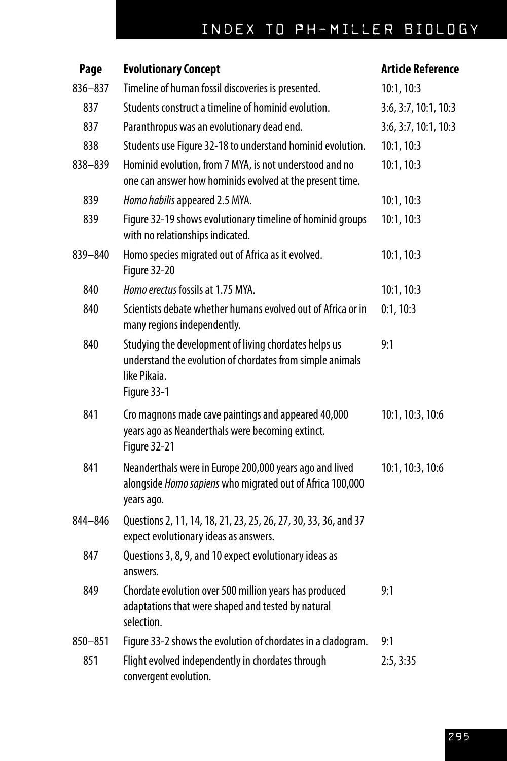| Page | Evolutionary Concept | Article Reference |
|---|---|---|
| 836–837 | Timeline of human fossil discoveries is presented. | 10:1, 10:3 |
| 837 | Students construct a timeline of hominid evolution. | 3:6, 3:7, 10:1, 10:3 |
| 837 | Paranthropus was an evolutionary dead end. | 3:6, 3:7, 10:1, 10:3 |
| 838 | Students use Figure 32-18 to understand hominid evolution. | 10:1, 10:3 |
| 838–839 | Hominid evolution, from 7 MYA, is not understood and no one can answer how hominids evolved at the present time. | 10:1, 10:3 |
| 839 | *Homo habilis* appeared 2.5 MYA. | 10:1, 10:3 |
| 839 | Figure 32-19 shows evolutionary timeline of hominid groups with no relationships indicated. | 10:1, 10:3 |
| 839–840 | Homo species migrated out of Africa as it evolved. Figure 32-20 | 10:1, 10:3 |
| 840 | *Homo erectus* fossils at 1.75 MYA. | 10:1, 10:3 |
| 840 | Scientists debate whether humans evolved out of Africa or in many regions independently. | 0:1, 10:3 |
| 840 | Studying the development of living chordates helps us understand the evolution of chordates from simple animals like Pikaia. Figure 33-1 | 9:1 |
| 841 | Cro magnons made cave paintings and appeared 40,000 years ago as Neanderthals were becoming extinct. Figure 32-21 | 10:1, 10:3, 10:6 |
| 841 | Neanderthals were in Europe 200,000 years ago and lived alongside *Homo sapiens* who migrated out of Africa 100,000 years ago. | 10:1, 10:3, 10:6 |
| 844–846 | Questions 2, 11, 14, 18, 21, 23, 25, 26, 27, 30, 33, 36, and 37 expect evolutionary ideas as answers. | |
| 847 | Questions 3, 8, 9, and 10 expect evolutionary ideas as answers. | |
| 849 | Chordate evolution over 500 million years has produced adaptations that were shaped and tested by natural selection. | 9:1 |
| 850–851 | Figure 33-2 shows the evolution of chordates in a cladogram. | 9:1 |
| 851 | Flight evolved independently in chordates through convergent evolution. | 2:5, 3:35 |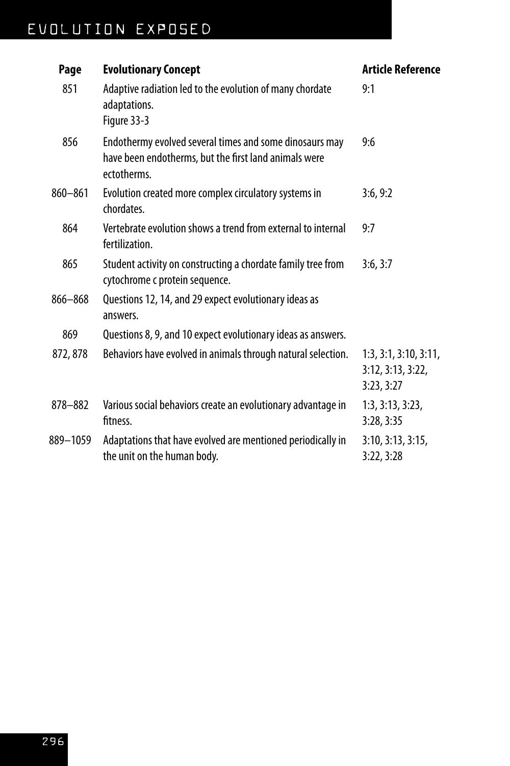| Page | Evolutionary Concept | Article Reference |
|---|---|---|
| 851 | Adaptive radiation led to the evolution of many chordate adaptations. Figure 33-3 | 9:1 |
| 856 | Endothermy evolved several times and some dinosaurs may have been endotherms, but the first land animals were ectotherms. | 9:6 |
| 860–861 | Evolution created more complex circulatory systems in chordates. | 3:6, 9:2 |
| 864 | Vertebrate evolution shows a trend from external to internal fertilization. | 9:7 |
| 865 | Student activity on constructing a chordate family tree from cytochrome c protein sequence. | 3:6, 3:7 |
| 866–868 | Questions 12, 14, and 29 expect evolutionary ideas as answers. | |
| 869 | Questions 8, 9, and 10 expect evolutionary ideas as answers. | |
| 872, 878 | Behaviors have evolved in animals through natural selection. | 1:3, 3:1, 3:10, 3:11, 3:12, 3:13, 3:22, 3:23, 3:27 |
| 878–882 | Various social behaviors create an evolutionary advantage in fitness. | 1:3, 3:13, 3:23, 3:28, 3:35 |
| 889–1059 | Adaptations that have evolved are mentioned periodically in the unit on the human body. | 3:10, 3:13, 3:15, 3:22, 3:28 |